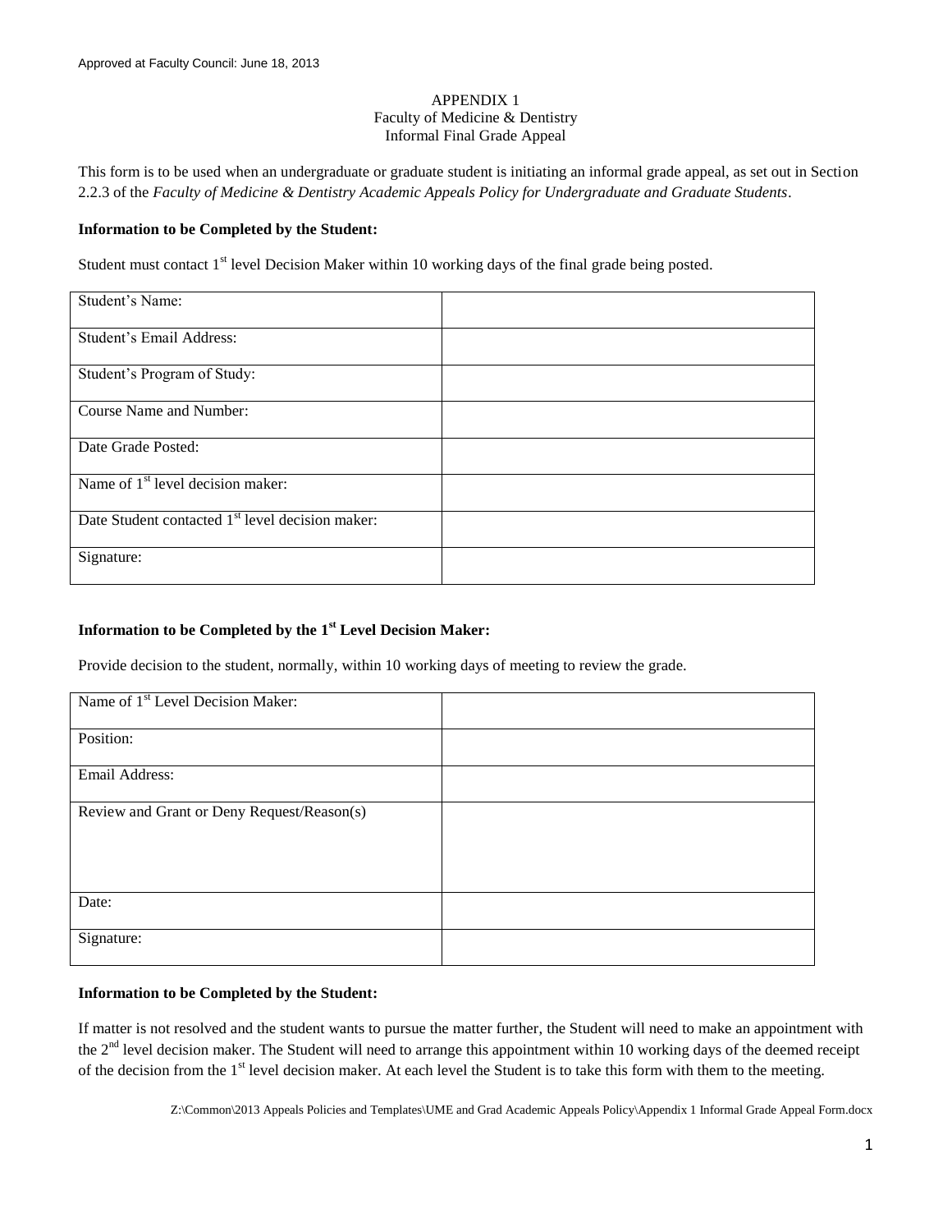Approved at Faculty Council: June 18, 2013

APPENDIX 1
Faculty of Medicine & Dentistry
Informal Final Grade Appeal

This form is to be used when an undergraduate or graduate student is initiating an informal grade appeal, as set out in Section 2.2.3 of the *Faculty of Medicine & Dentistry Academic Appeals Policy for Undergraduate and Graduate Students*.

**Information to be Completed by the Student:**

Student must contact 1st level Decision Maker within 10 working days of the final grade being posted.

| | |
|---|---|
| Student's Name: | |
| Student's Email Address: | |
| Student's Program of Study: | |
| Course Name and Number: | |
| Date Grade Posted: | |
| Name of 1st level decision maker: | |
| Date Student contacted 1st level decision maker: | |
| Signature: | |

**Information to be Completed by the 1st Level Decision Maker:**

Provide decision to the student, normally, within 10 working days of meeting to review the grade.

| | |
|---|---|
| Name of 1st Level Decision Maker: | |
| Position: | |
| Email Address: | |
| Review and Grant or Deny Request/Reason(s) | |
| Date: | |
| Signature: | |

**Information to be Completed by the Student:**

If matter is not resolved and the student wants to pursue the matter further, the Student will need to make an appointment with the 2nd level decision maker. The Student will need to arrange this appointment within 10 working days of the deemed receipt of the decision from the 1st level decision maker. At each level the Student is to take this form with them to the meeting.

Z:\Common\2013 Appeals Policies and Templates\UME and Grad Academic Appeals Policy\Appendix 1 Informal Grade Appeal Form.docx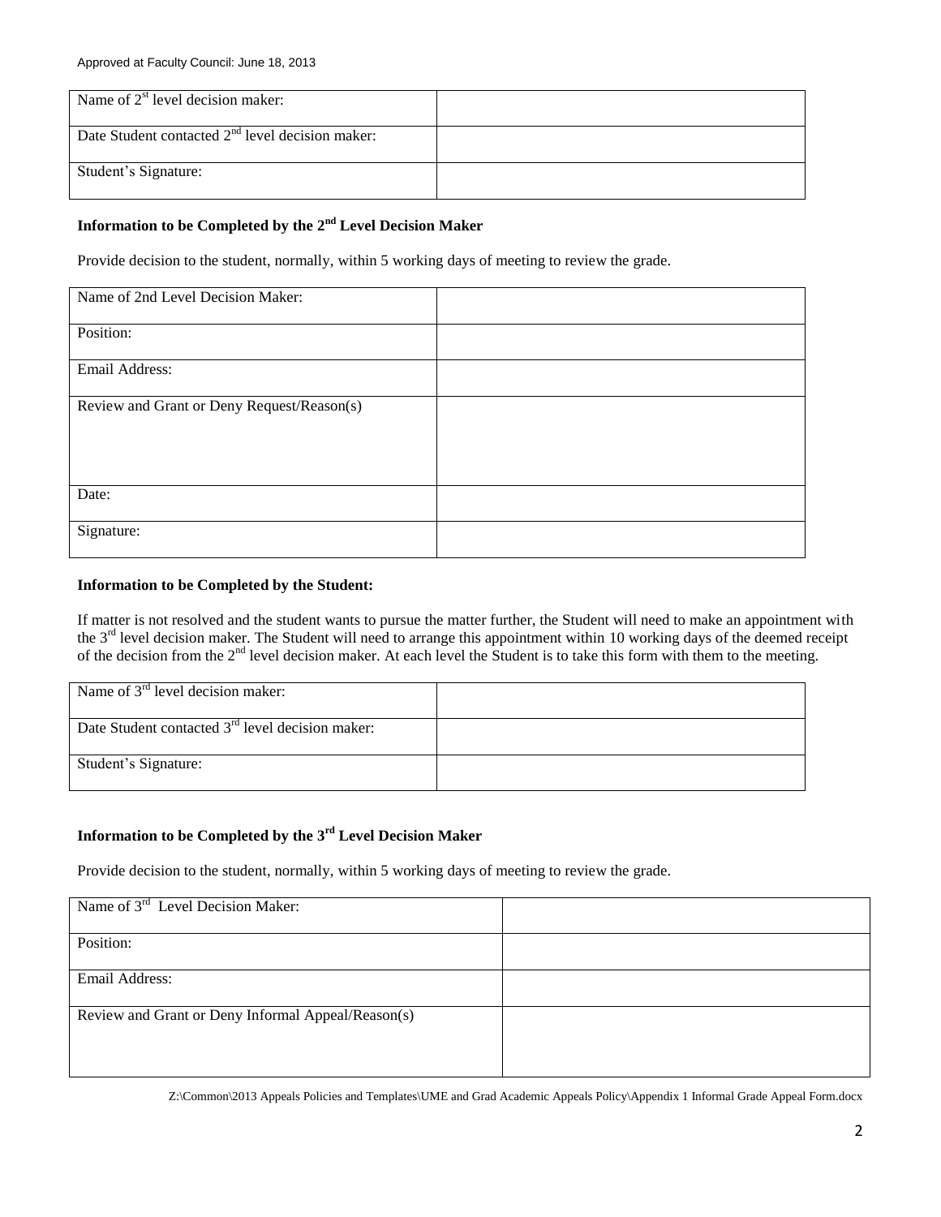Approved at Faculty Council: June 18, 2013

| Name of 2st level decision maker: | |
|---|---|
| Date Student contacted 2nd level decision maker: | |
| Student's Signature: | |

**Information to be Completed by the 2nd Level Decision Maker**

Provide decision to the student, normally, within 5 working days of meeting to review the grade.

| Name of 2nd Level Decision Maker: | |
|---|---|
| Position: | |
| Email Address: | |
| Review and Grant or Deny Request/Reason(s) | |
| Date: | |
| Signature: | |

**Information to be Completed by the Student:**

If matter is not resolved and the student wants to pursue the matter further, the Student will need to make an appointment with the 3rd level decision maker. The Student will need to arrange this appointment within 10 working days of the deemed receipt of the decision from the 2nd level decision maker. At each level the Student is to take this form with them to the meeting.

| Name of 3rd level decision maker: | |
|---|---|
| Date Student contacted 3rd level decision maker: | |
| Student's Signature: | |

**Information to be Completed by the 3rd Level Decision Maker**

Provide decision to the student, normally, within 5 working days of meeting to review the grade.

| Name of 3rd Level Decision Maker: | |
|---|---|
| Position: | |
| Email Address: | |
| Review and Grant or Deny Informal Appeal/Reason(s) | |

Z:\Common\2013 Appeals Policies and Templates\UME and Grad Academic Appeals Policy\Appendix 1 Informal Grade Appeal Form.docx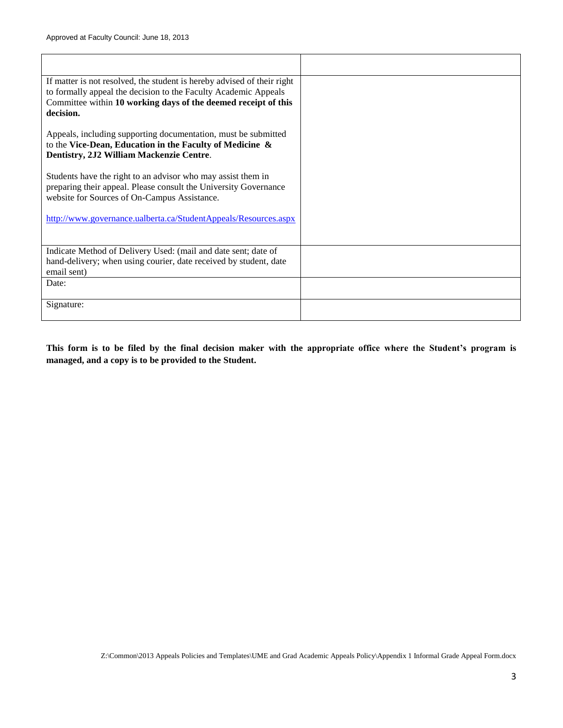Approved at Faculty Council: June 18, 2013

| | |
|---|---|
| If matter is not resolved, the student is hereby advised of their right to formally appeal the decision to the Faculty Academic Appeals Committee within **10 working days of the deemed receipt of this decision.**<br><br>Appeals, including supporting documentation, must be submitted to the **Vice-Dean, Education in the Faculty of Medicine & Dentistry, 2J2 William Mackenzie Centre**.<br><br>Students have the right to an advisor who may assist them in preparing their appeal. Please consult the University Governance website for Sources of On-Campus Assistance.<br><br>http://www.governance.ualberta.ca/StudentAppeals/Resources.aspx | |
| Indicate Method of Delivery Used: (mail and date sent; date of hand-delivery; when using courier, date received by student, date email sent) | |
| Date: | |
| Signature: | |

**This form is to be filed by the final decision maker with the appropriate office where the Student's program is managed, and a copy is to be provided to the Student.**

Z:\Common\2013 Appeals Policies and Templates\UME and Grad Academic Appeals Policy\Appendix 1 Informal Grade Appeal Form.docx